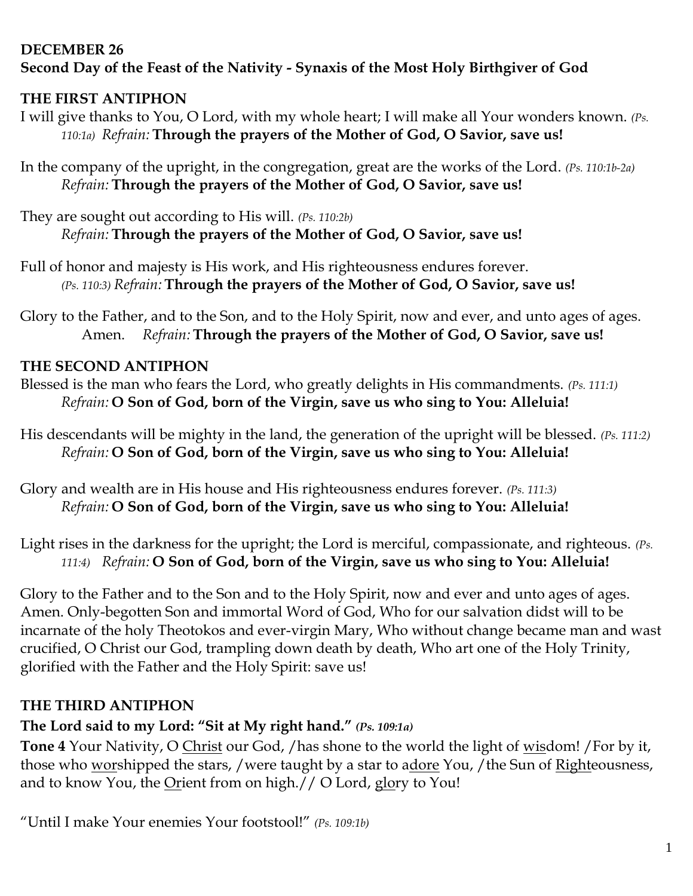**DECEMBER 26**
**Second Day of the Feast of the Nativity - Synaxis of the Most Holy Birthgiver of God**

**THE FIRST ANTIPHON**

I will give thanks to You, O Lord, with my whole heart; I will make all Your wonders known. *(Ps. 110:1a)* *Refrain:* **Through the prayers of the Mother of God, O Savior, save us!**

In the company of the upright, in the congregation, great are the works of the Lord. *(Ps. 110:1b-2a)* *Refrain:* **Through the prayers of the Mother of God, O Savior, save us!**

They are sought out according to His will. *(Ps. 110:2b)* *Refrain:* **Through the prayers of the Mother of God, O Savior, save us!**

Full of honor and majesty is His work, and His righteousness endures forever. *(Ps. 110:3)* *Refrain:* **Through the prayers of the Mother of God, O Savior, save us!**

Glory to the Father, and to the Son, and to the Holy Spirit, now and ever, and unto ages of ages. Amen. *Refrain:* **Through the prayers of the Mother of God, O Savior, save us!**

**THE SECOND ANTIPHON**

Blessed is the man who fears the Lord, who greatly delights in His commandments. *(Ps. 111:1)* *Refrain:* **O Son of God, born of the Virgin, save us who sing to You: Alleluia!**

His descendants will be mighty in the land, the generation of the upright will be blessed. *(Ps. 111:2)* *Refrain:* **O Son of God, born of the Virgin, save us who sing to You: Alleluia!**

Glory and wealth are in His house and His righteousness endures forever. *(Ps. 111:3)* *Refrain:* **O Son of God, born of the Virgin, save us who sing to You: Alleluia!**

Light rises in the darkness for the upright; the Lord is merciful, compassionate, and righteous. *(Ps. 111:4)* *Refrain:* **O Son of God, born of the Virgin, save us who sing to You: Alleluia!**

Glory to the Father and to the Son and to the Holy Spirit, now and ever and unto ages of ages. Amen. Only-begotten Son and immortal Word of God, Who for our salvation didst will to be incarnate of the holy Theotokos and ever-virgin Mary, Who without change became man and wast crucified, O Christ our God, trampling down death by death, Who art one of the Holy Trinity, glorified with the Father and the Holy Spirit: save us!

**THE THIRD ANTIPHON**

**The Lord said to my Lord: "Sit at My right hand."** ***(Ps. 109:1a)***

**Tone 4** Your Nativity, O Christ our God, /has shone to the world the light of wisdom! /For by it, those who worshipped the stars, /were taught by a star to adore You, /the Sun of Righteousness, and to know You, the Orient from on high.// O Lord, glory to You!

"Until I make Your enemies Your footstool!" *(Ps. 109:1b)*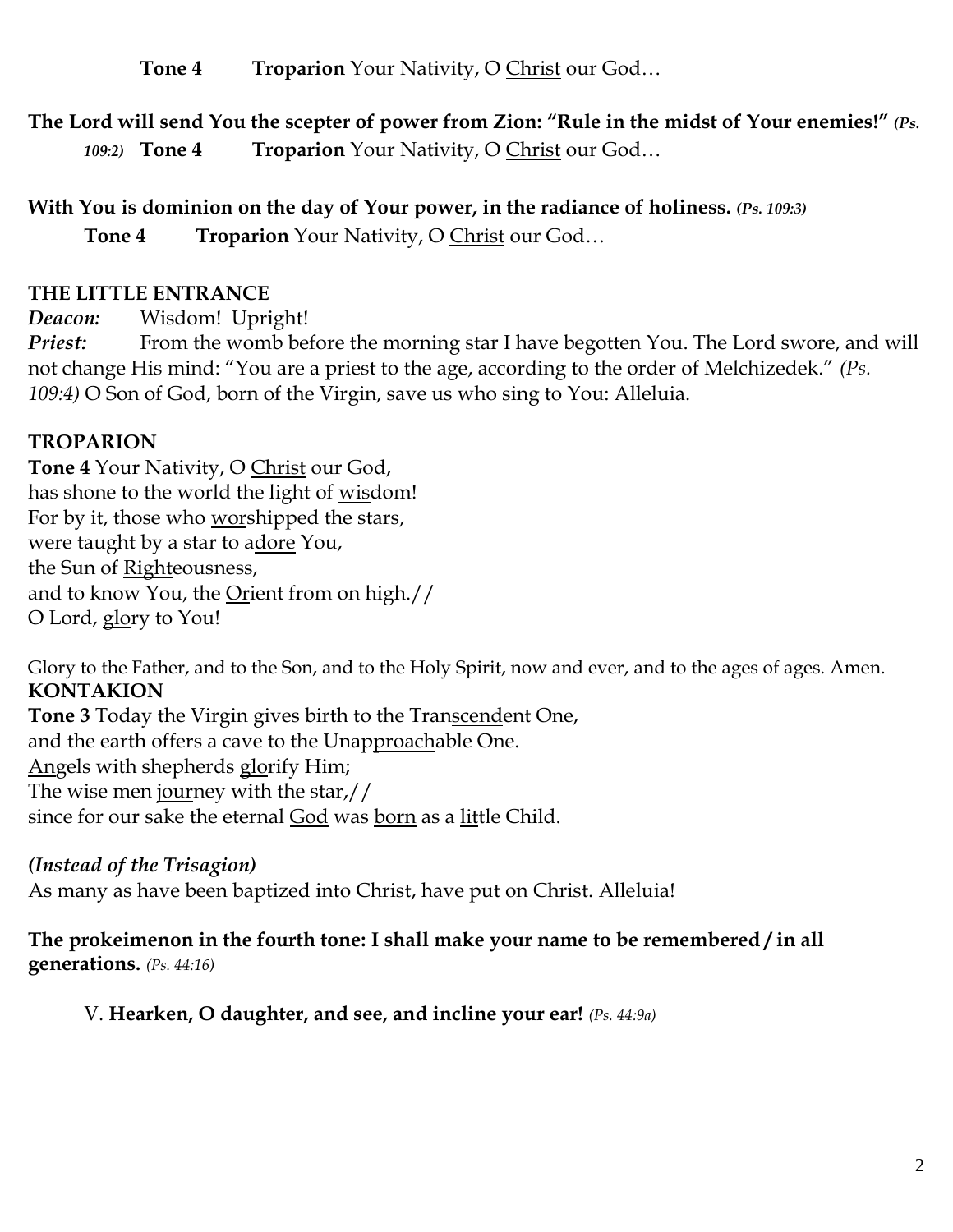**Tone 4** **Troparion** Your Nativity, O Christ our God…

**The Lord will send You the scepter of power from Zion: "Rule in the midst of Your enemies!"** *(Ps. 109:2)* **Tone 4** **Troparion** Your Nativity, O Christ our God…

**With You is dominion on the day of Your power, in the radiance of holiness.** *(Ps. 109:3)*
**Tone 4** **Troparion** Your Nativity, O Christ our God…

**THE LITTLE ENTRANCE**
***Deacon:*** Wisdom! Upright!
***Priest:*** From the womb before the morning star I have begotten You. The Lord swore, and will not change His mind: "You are a priest to the age, according to the order of Melchizedek." *(Ps. 109:4)* O Son of God, born of the Virgin, save us who sing to You: Alleluia.

**TROPARION**
**Tone 4** Your Nativity, O Christ our God,
has shone to the world the light of wisdom!
For by it, those who worshipped the stars,
were taught by a star to adore You,
the Sun of Righteousness,
and to know You, the Orient from on high.//
O Lord, glory to You!

Glory to the Father, and to the Son, and to the Holy Spirit, now and ever, and to the ages of ages. Amen.
**KONTAKION**
**Tone 3** Today the Virgin gives birth to the Transcendent One,
and the earth offers a cave to the Unapproachable One.
Angels with shepherds glorify Him;
The wise men journey with the star,//
since for our sake the eternal God was born as a little Child.

***(Instead of the Trisagion)***
As many as have been baptized into Christ, have put on Christ. Alleluia!

**The prokeimenon in the fourth tone: I shall make your name to be remembered / in all generations.** *(Ps. 44:16)*

V. **Hearken, O daughter, and see, and incline your ear!** *(Ps. 44:9a)*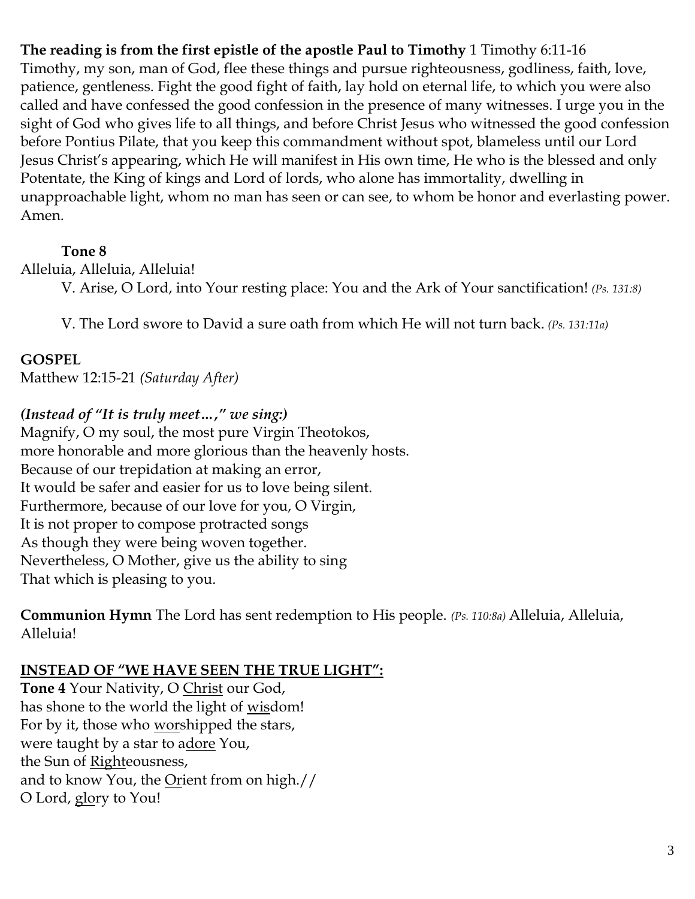**The reading is from the first epistle of the apostle Paul to Timothy** 1 Timothy 6:11-16
Timothy, my son, man of God, flee these things and pursue righteousness, godliness, faith, love, patience, gentleness. Fight the good fight of faith, lay hold on eternal life, to which you were also called and have confessed the good confession in the presence of many witnesses. I urge you in the sight of God who gives life to all things, and before Christ Jesus who witnessed the good confession before Pontius Pilate, that you keep this commandment without spot, blameless until our Lord Jesus Christ's appearing, which He will manifest in His own time, He who is the blessed and only Potentate, the King of kings and Lord of lords, who alone has immortality, dwelling in unapproachable light, whom no man has seen or can see, to whom be honor and everlasting power. Amen.

**Tone 8**

Alleluia, Alleluia, Alleluia!

V. Arise, O Lord, into Your resting place: You and the Ark of Your sanctification! *(Ps. 131:8)*

V. The Lord swore to David a sure oath from which He will not turn back. *(Ps. 131:11a)*

**GOSPEL**

Matthew 12:15-21 *(Saturday After)*

***(Instead of "It is truly meet…," we sing:)***

Magnify, O my soul, the most pure Virgin Theotokos,
more honorable and more glorious than the heavenly hosts.
Because of our trepidation at making an error,
It would be safer and easier for us to love being silent.
Furthermore, because of our love for you, O Virgin,
It is not proper to compose protracted songs
As though they were being woven together.
Nevertheless, O Mother, give us the ability to sing
That which is pleasing to you.

**Communion Hymn** The Lord has sent redemption to His people. *(Ps. 110:8a)* Alleluia, Alleluia, Alleluia!

**INSTEAD OF "WE HAVE SEEN THE TRUE LIGHT":**

**Tone 4** Your Nativity, O Christ our God,
has shone to the world the light of wisdom!
For by it, those who worshipped the stars,
were taught by a star to adore You,
the Sun of Righteousness,
and to know You, the Orient from on high.//
O Lord, glory to You!